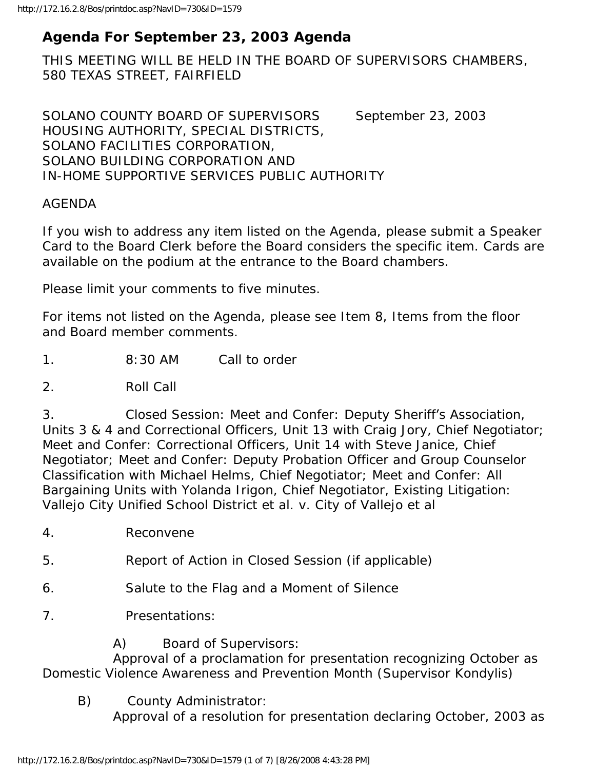# Agenda For September 23, 2003 Agenda

THIS MEETING WILL BE HELD IN THE BOARD OF SUPERVISORS CHAMBERS, 580 TEXAS STREET, FAIRFIELD

SOLANO COUNTY BOARD OF SUPERVISORS September 23, 2003
HOUSING AUTHORITY, SPECIAL DISTRICTS,
SOLANO FACILITIES CORPORATION,
SOLANO BUILDING CORPORATION AND
IN-HOME SUPPORTIVE SERVICES PUBLIC AUTHORITY

AGENDA

If you wish to address any item listed on the Agenda, please submit a Speaker Card to the Board Clerk before the Board considers the specific item. Cards are available on the podium at the entrance to the Board chambers.

Please limit your comments to five minutes.

For items not listed on the Agenda, please see Item 8, Items from the floor and Board member comments.

1. 8:30 AM Call to order

2. Roll Call

3. Closed Session: Meet and Confer: Deputy Sheriff's Association, Units 3 & 4 and Correctional Officers, Unit 13 with Craig Jory, Chief Negotiator; Meet and Confer: Correctional Officers, Unit 14 with Steve Janice, Chief Negotiator; Meet and Confer: Deputy Probation Officer and Group Counselor Classification with Michael Helms, Chief Negotiator; Meet and Confer: All Bargaining Units with Yolanda Irigon, Chief Negotiator, Existing Litigation: Vallejo City Unified School District et al. v. City of Vallejo et al

4. Reconvene

5. Report of Action in Closed Session (if applicable)

6. Salute to the Flag and a Moment of Silence

7. Presentations:

A) Board of Supervisors:
Approval of a proclamation for presentation recognizing October as Domestic Violence Awareness and Prevention Month (Supervisor Kondylis)

B) County Administrator:
Approval of a resolution for presentation declaring October, 2003 as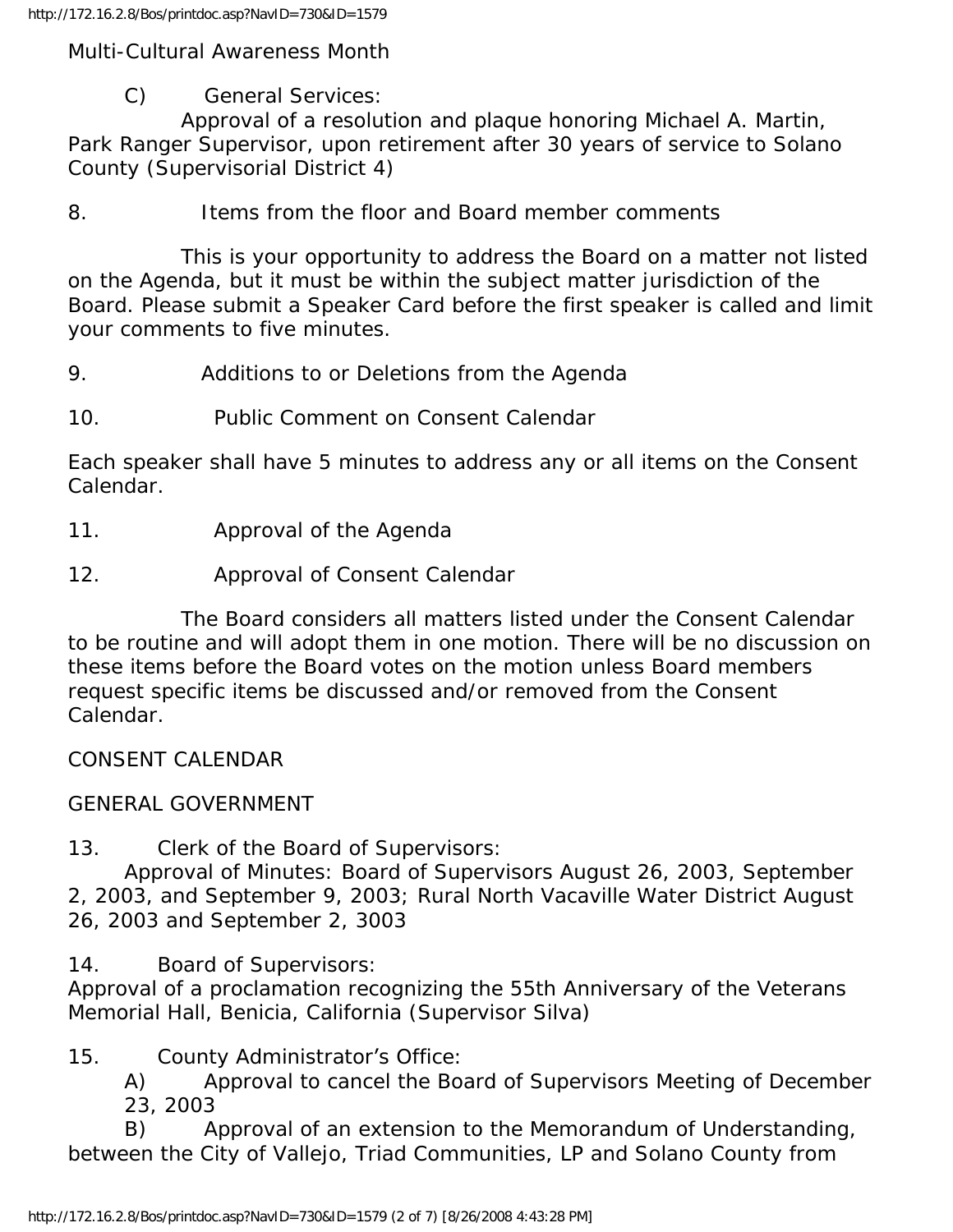Multi-Cultural Awareness Month

C) General Services:
Approval of a resolution and plaque honoring Michael A. Martin, Park Ranger Supervisor, upon retirement after 30 years of service to Solano County (Supervisorial District 4)

8. Items from the floor and Board member comments

This is your opportunity to address the Board on a matter not listed on the Agenda, but it must be within the subject matter jurisdiction of the Board. Please submit a Speaker Card before the first speaker is called and limit your comments to five minutes.

9. Additions to or Deletions from the Agenda

10. Public Comment on Consent Calendar

Each speaker shall have 5 minutes to address any or all items on the Consent Calendar.

11. Approval of the Agenda

12. Approval of Consent Calendar

The Board considers all matters listed under the Consent Calendar to be routine and will adopt them in one motion. There will be no discussion on these items before the Board votes on the motion unless Board members request specific items be discussed and/or removed from the Consent Calendar.

CONSENT CALENDAR

GENERAL GOVERNMENT

13. Clerk of the Board of Supervisors:
Approval of Minutes: Board of Supervisors August 26, 2003, September 2, 2003, and September 9, 2003; Rural North Vacaville Water District August 26, 2003 and September 2, 3003

14. Board of Supervisors:
Approval of a proclamation recognizing the 55th Anniversary of the Veterans Memorial Hall, Benicia, California (Supervisor Silva)

15. County Administrator's Office:
A) Approval to cancel the Board of Supervisors Meeting of December 23, 2003
B) Approval of an extension to the Memorandum of Understanding, between the City of Vallejo, Triad Communities, LP and Solano County from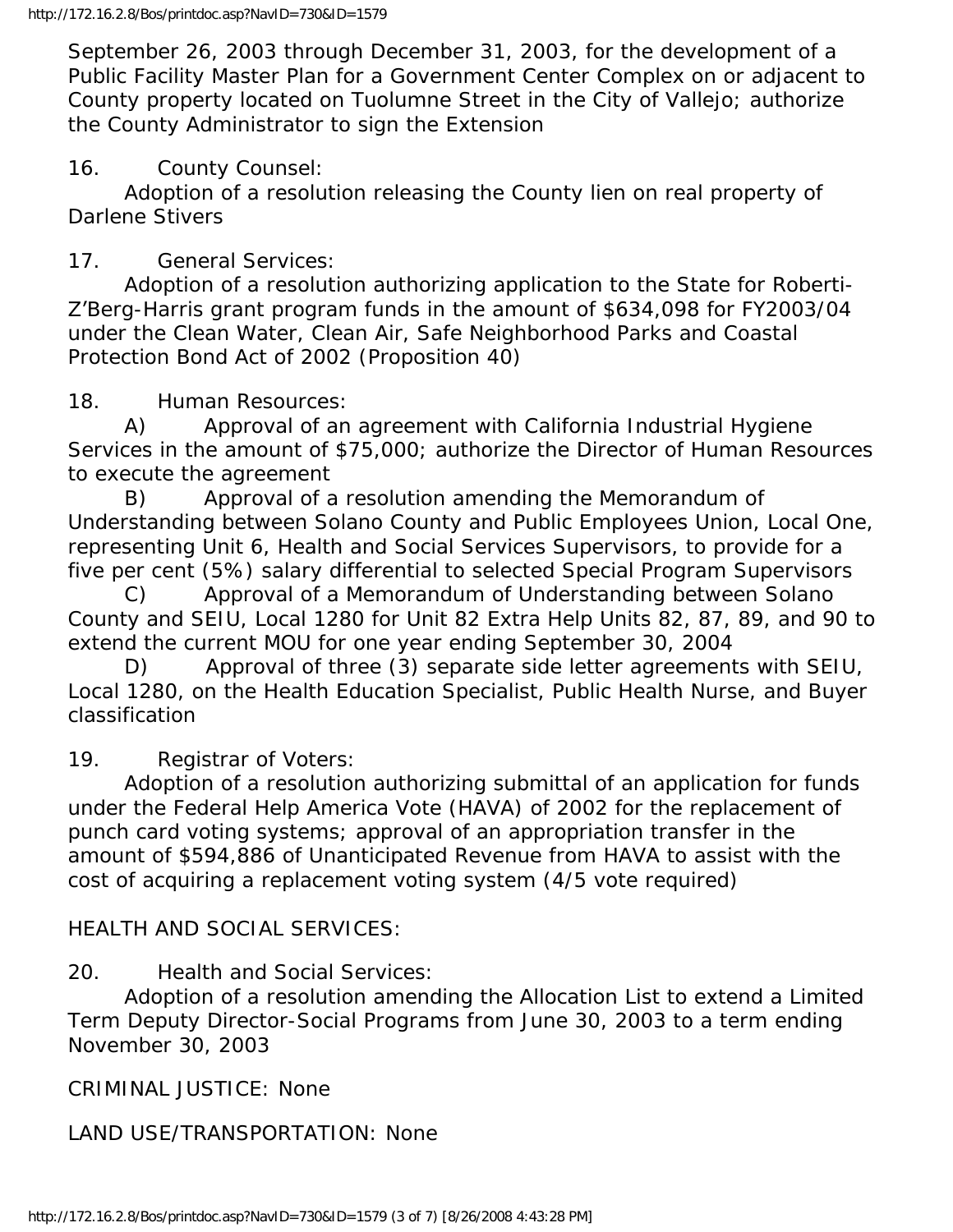September 26, 2003 through December 31, 2003, for the development of a Public Facility Master Plan for a Government Center Complex on or adjacent to County property located on Tuolumne Street in the City of Vallejo; authorize the County Administrator to sign the Extension

16. County Counsel:
Adoption of a resolution releasing the County lien on real property of Darlene Stivers

17. General Services:
Adoption of a resolution authorizing application to the State for Roberti-Z'Berg-Harris grant program funds in the amount of $634,098 for FY2003/04 under the Clean Water, Clean Air, Safe Neighborhood Parks and Coastal Protection Bond Act of 2002 (Proposition 40)

18. Human Resources:
A) Approval of an agreement with California Industrial Hygiene Services in the amount of $75,000; authorize the Director of Human Resources to execute the agreement
B) Approval of a resolution amending the Memorandum of Understanding between Solano County and Public Employees Union, Local One, representing Unit 6, Health and Social Services Supervisors, to provide for a five per cent (5%) salary differential to selected Special Program Supervisors
C) Approval of a Memorandum of Understanding between Solano County and SEIU, Local 1280 for Unit 82 Extra Help Units 82, 87, 89, and 90 to extend the current MOU for one year ending September 30, 2004
D) Approval of three (3) separate side letter agreements with SEIU, Local 1280, on the Health Education Specialist, Public Health Nurse, and Buyer classification

19. Registrar of Voters:
Adoption of a resolution authorizing submittal of an application for funds under the Federal Help America Vote (HAVA) of 2002 for the replacement of punch card voting systems; approval of an appropriation transfer in the amount of $594,886 of Unanticipated Revenue from HAVA to assist with the cost of acquiring a replacement voting system (4/5 vote required)

HEALTH AND SOCIAL SERVICES:

20. Health and Social Services:
Adoption of a resolution amending the Allocation List to extend a Limited Term Deputy Director-Social Programs from June 30, 2003 to a term ending November 30, 2003

CRIMINAL JUSTICE: None

LAND USE/TRANSPORTATION: None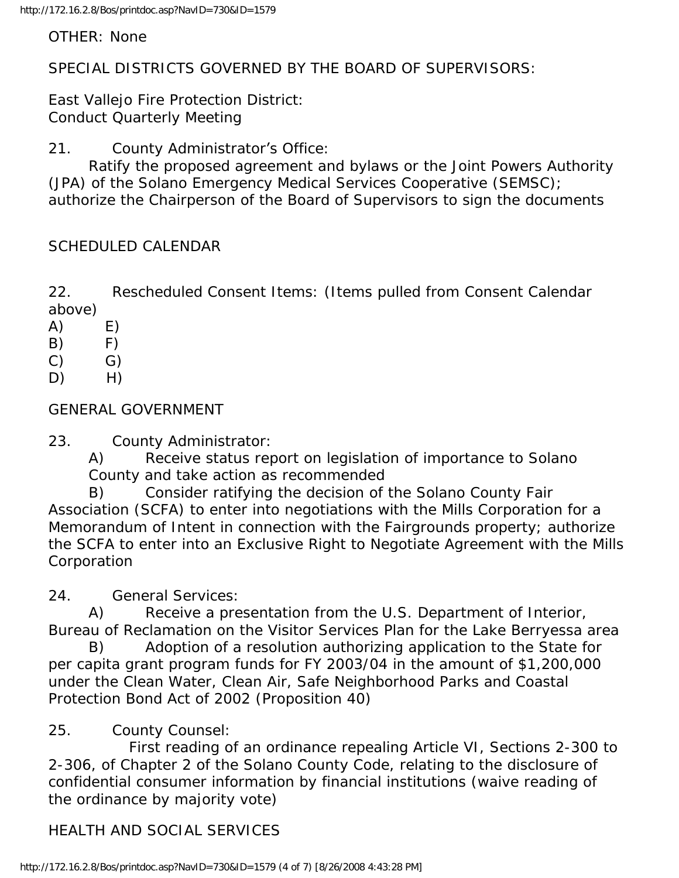OTHER: None

SPECIAL DISTRICTS GOVERNED BY THE BOARD OF SUPERVISORS:

East Vallejo Fire Protection District:
Conduct Quarterly Meeting

21. County Administrator's Office:
Ratify the proposed agreement and bylaws or the Joint Powers Authority (JPA) of the Solano Emergency Medical Services Cooperative (SEMSC); authorize the Chairperson of the Board of Supervisors to sign the documents

SCHEDULED CALENDAR

22. Rescheduled Consent Items: (Items pulled from Consent Calendar above)

A) E)
B) F)
C) G)
D) H)

GENERAL GOVERNMENT

23. County Administrator:

A) Receive status report on legislation of importance to Solano County and take action as recommended

B) Consider ratifying the decision of the Solano County Fair Association (SCFA) to enter into negotiations with the Mills Corporation for a Memorandum of Intent in connection with the Fairgrounds property; authorize the SCFA to enter into an Exclusive Right to Negotiate Agreement with the Mills Corporation

24. General Services:

A) Receive a presentation from the U.S. Department of Interior, Bureau of Reclamation on the Visitor Services Plan for the Lake Berryessa area

B) Adoption of a resolution authorizing application to the State for per capita grant program funds for FY 2003/04 in the amount of $1,200,000 under the Clean Water, Clean Air, Safe Neighborhood Parks and Coastal Protection Bond Act of 2002 (Proposition 40)

25. County Counsel:
First reading of an ordinance repealing Article VI, Sections 2-300 to 2-306, of Chapter 2 of the Solano County Code, relating to the disclosure of confidential consumer information by financial institutions (waive reading of the ordinance by majority vote)

HEALTH AND SOCIAL SERVICES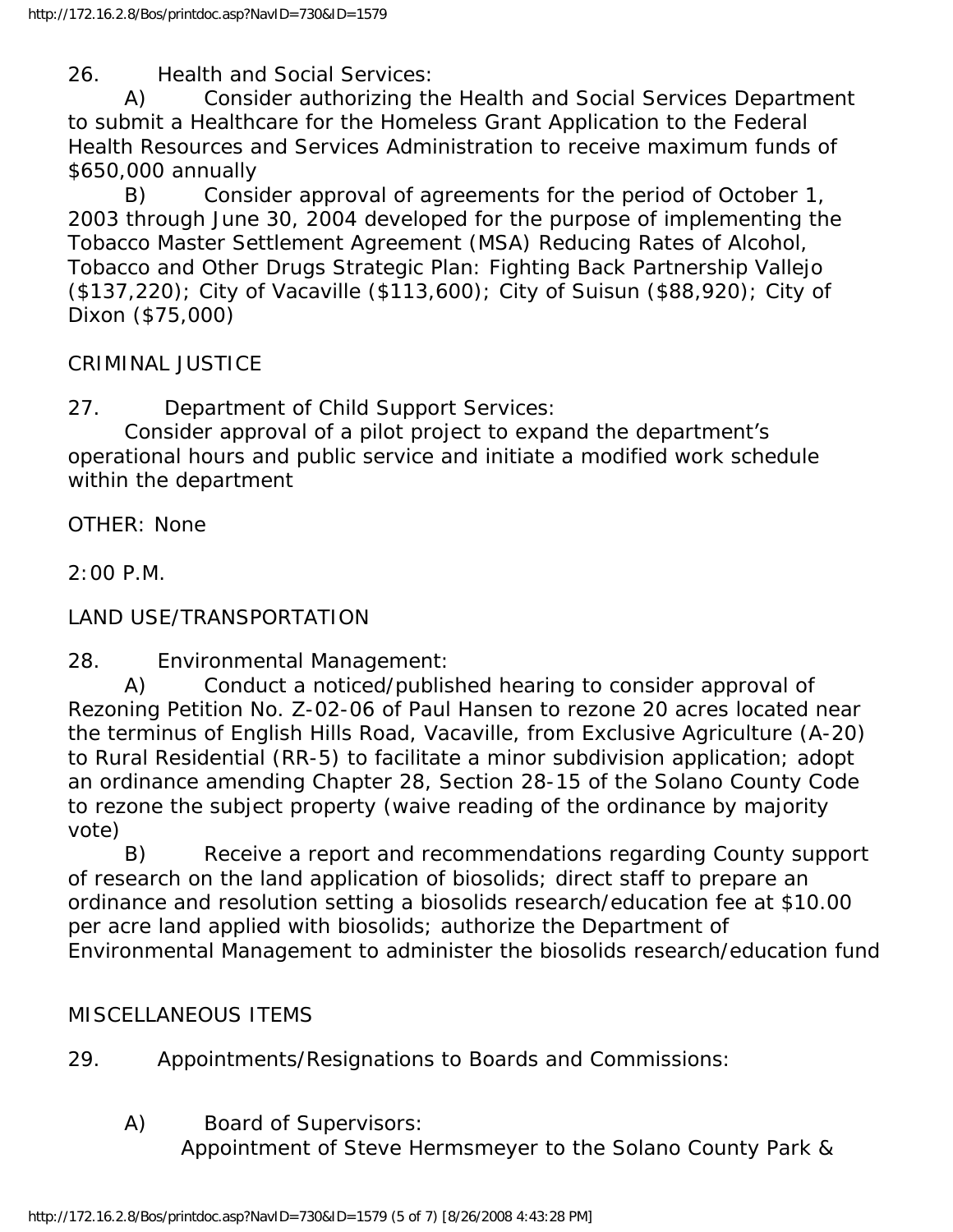26. Health and Social Services:

A) Consider authorizing the Health and Social Services Department to submit a Healthcare for the Homeless Grant Application to the Federal Health Resources and Services Administration to receive maximum funds of $650,000 annually

B) Consider approval of agreements for the period of October 1, 2003 through June 30, 2004 developed for the purpose of implementing the Tobacco Master Settlement Agreement (MSA) Reducing Rates of Alcohol, Tobacco and Other Drugs Strategic Plan: Fighting Back Partnership Vallejo ($137,220); City of Vacaville ($113,600); City of Suisun ($88,920); City of Dixon ($75,000)

CRIMINAL JUSTICE

27. Department of Child Support Services:

Consider approval of a pilot project to expand the department's operational hours and public service and initiate a modified work schedule within the department

OTHER: None

2:00 P.M.

LAND USE/TRANSPORTATION

28. Environmental Management:

A) Conduct a noticed/published hearing to consider approval of Rezoning Petition No. Z-02-06 of Paul Hansen to rezone 20 acres located near the terminus of English Hills Road, Vacaville, from Exclusive Agriculture (A-20) to Rural Residential (RR-5) to facilitate a minor subdivision application; adopt an ordinance amending Chapter 28, Section 28-15 of the Solano County Code to rezone the subject property (waive reading of the ordinance by majority vote)

B) Receive a report and recommendations regarding County support of research on the land application of biosolids; direct staff to prepare an ordinance and resolution setting a biosolids research/education fee at $10.00 per acre land applied with biosolids; authorize the Department of Environmental Management to administer the biosolids research/education fund

MISCELLANEOUS ITEMS

29. Appointments/Resignations to Boards and Commissions:

A) Board of Supervisors:

Appointment of Steve Hermsmeyer to the Solano County Park &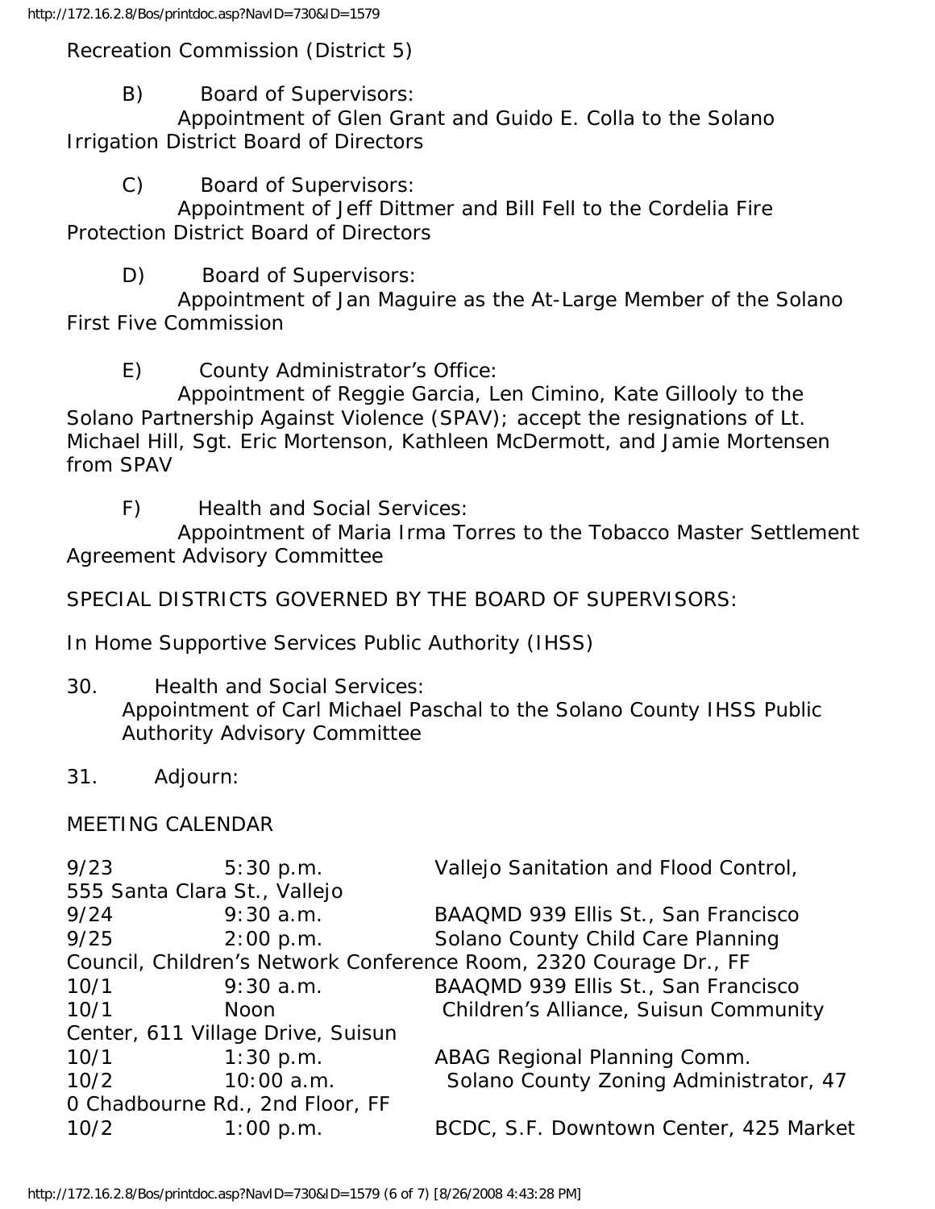Recreation Commission (District 5)

B) Board of Supervisors:
Appointment of Glen Grant and Guido E. Colla to the Solano Irrigation District Board of Directors

C) Board of Supervisors:
Appointment of Jeff Dittmer and Bill Fell to the Cordelia Fire Protection District Board of Directors

D) Board of Supervisors:
Appointment of Jan Maguire as the At-Large Member of the Solano First Five Commission

E) County Administrator's Office:
Appointment of Reggie Garcia, Len Cimino, Kate Gillooly to the Solano Partnership Against Violence (SPAV); accept the resignations of Lt. Michael Hill, Sgt. Eric Mortenson, Kathleen McDermott, and Jamie Mortensen from SPAV

F) Health and Social Services:
Appointment of Maria Irma Torres to the Tobacco Master Settlement Agreement Advisory Committee

SPECIAL DISTRICTS GOVERNED BY THE BOARD OF SUPERVISORS:

In Home Supportive Services Public Authority (IHSS)

30. Health and Social Services:
Appointment of Carl Michael Paschal to the Solano County IHSS Public Authority Advisory Committee

31. Adjourn:

MEETING CALENDAR

| | | |
|---|---|---|
| 9/23 | 5:30 p.m. | Vallejo Sanitation and Flood Control, 555 Santa Clara St., Vallejo |
| 9/24 | 9:30 a.m. | BAAQMD 939 Ellis St., San Francisco |
| 9/25 | 2:00 p.m. | Solano County Child Care Planning Council, Children's Network Conference Room, 2320 Courage Dr., FF |
| 10/1 | 9:30 a.m. | BAAQMD 939 Ellis St., San Francisco |
| 10/1 | Noon | Children's Alliance, Suisun Community Center, 611 Village Drive, Suisun |
| 10/1 | 1:30 p.m. | ABAG Regional Planning Comm. |
| 10/2 | 10:00 a.m. | Solano County Zoning Administrator, 470 Chadbourne Rd., 2nd Floor, FF |
| 10/2 | 1:00 p.m. | BCDC, S.F. Downtown Center, 425 Market |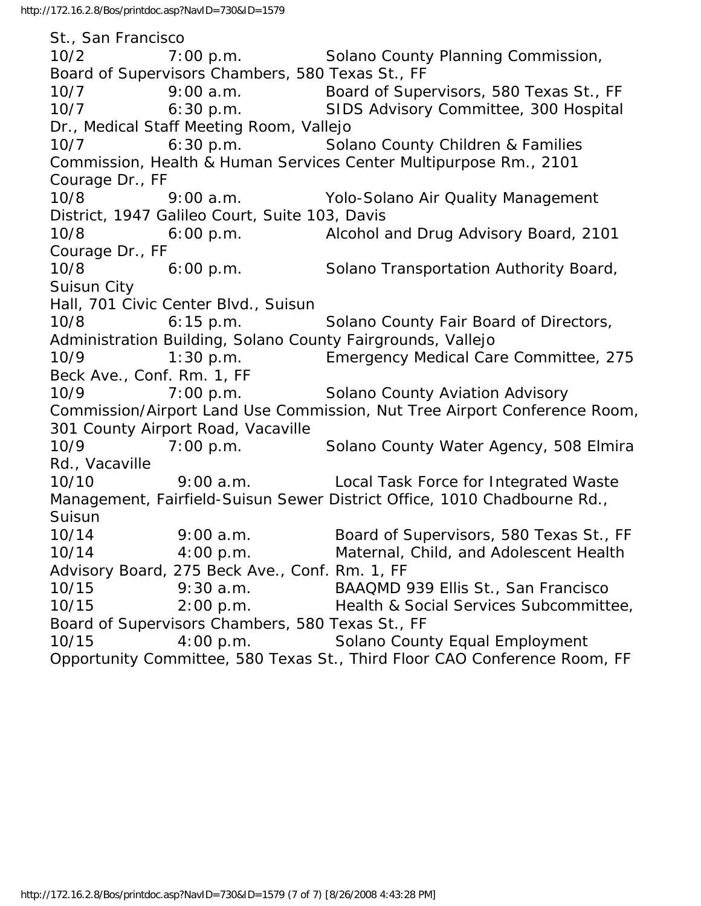St., San Francisco

10/2 7:00 p.m. Solano County Planning Commission, Board of Supervisors Chambers, 580 Texas St., FF

10/7 9:00 a.m. Board of Supervisors, 580 Texas St., FF

10/7 6:30 p.m. SIDS Advisory Committee, 300 Hospital Dr., Medical Staff Meeting Room, Vallejo

10/7 6:30 p.m. Solano County Children & Families Commission, Health & Human Services Center Multipurpose Rm., 2101 Courage Dr., FF

10/8 9:00 a.m. Yolo-Solano Air Quality Management District, 1947 Galileo Court, Suite 103, Davis

10/8 6:00 p.m. Alcohol and Drug Advisory Board, 2101 Courage Dr., FF

10/8 6:00 p.m. Solano Transportation Authority Board, Suisun City Hall, 701 Civic Center Blvd., Suisun

10/8 6:15 p.m. Solano County Fair Board of Directors, Administration Building, Solano County Fairgrounds, Vallejo

10/9 1:30 p.m. Emergency Medical Care Committee, 275 Beck Ave., Conf. Rm. 1, FF

10/9 7:00 p.m. Solano County Aviation Advisory Commission/Airport Land Use Commission, Nut Tree Airport Conference Room, 301 County Airport Road, Vacaville

10/9 7:00 p.m. Solano County Water Agency, 508 Elmira Rd., Vacaville

10/10 9:00 a.m. Local Task Force for Integrated Waste Management, Fairfield-Suisun Sewer District Office, 1010 Chadbourne Rd., Suisun

10/14 9:00 a.m. Board of Supervisors, 580 Texas St., FF

10/14 4:00 p.m. Maternal, Child, and Adolescent Health Advisory Board, 275 Beck Ave., Conf. Rm. 1, FF

10/15 9:30 a.m. BAAQMD 939 Ellis St., San Francisco

10/15 2:00 p.m. Health & Social Services Subcommittee, Board of Supervisors Chambers, 580 Texas St., FF

10/15 4:00 p.m. Solano County Equal Employment Opportunity Committee, 580 Texas St., Third Floor CAO Conference Room, FF